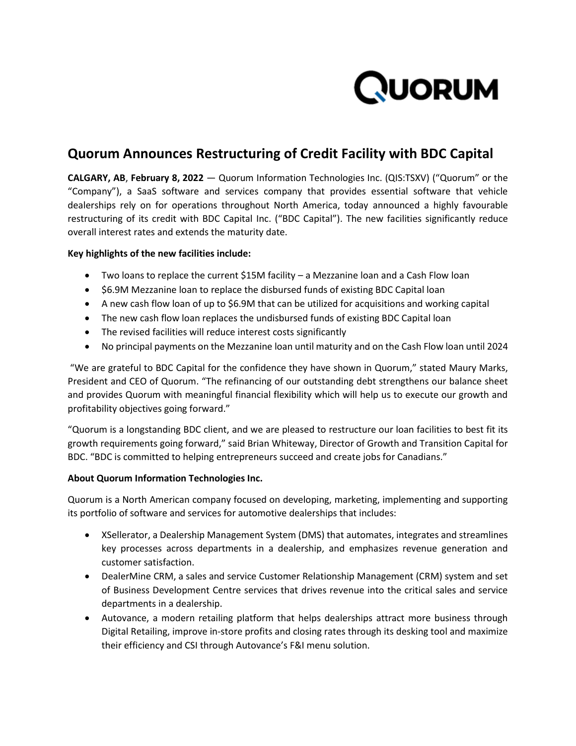# Quorum Announces Restructuring of Credit Facility with BDC Capital

**CALGARY, AB**, **February 8, 2022** — Quorum Information Technologies Inc. (QIS:TSXV) ("Quorum" or the "Company"), a SaaS software and services company that provides essential software that vehicle dealerships rely on for operations throughout North America, today announced a highly favourable restructuring of its credit with BDC Capital Inc. ("BDC Capital"). The new facilities significantly reduce overall interest rates and extends the maturity date.

**Key highlights of the new facilities include:**

- Two loans to replace the current $15M facility – a Mezzanine loan and a Cash Flow loan
- $6.9M Mezzanine loan to replace the disbursed funds of existing BDC Capital loan
- A new cash flow loan of up to $6.9M that can be utilized for acquisitions and working capital
- The new cash flow loan replaces the undisbursed funds of existing BDC Capital loan
- The revised facilities will reduce interest costs significantly
- No principal payments on the Mezzanine loan until maturity and on the Cash Flow loan until 2024

"We are grateful to BDC Capital for the confidence they have shown in Quorum," stated Maury Marks, President and CEO of Quorum. "The refinancing of our outstanding debt strengthens our balance sheet and provides Quorum with meaningful financial flexibility which will help us to execute our growth and profitability objectives going forward."

"Quorum is a longstanding BDC client, and we are pleased to restructure our loan facilities to best fit its growth requirements going forward," said Brian Whiteway, Director of Growth and Transition Capital for BDC. "BDC is committed to helping entrepreneurs succeed and create jobs for Canadians."

**About Quorum Information Technologies Inc.**

Quorum is a North American company focused on developing, marketing, implementing and supporting its portfolio of software and services for automotive dealerships that includes:

- XSellerator, a Dealership Management System (DMS) that automates, integrates and streamlines key processes across departments in a dealership, and emphasizes revenue generation and customer satisfaction.
- DealerMine CRM, a sales and service Customer Relationship Management (CRM) system and set of Business Development Centre services that drives revenue into the critical sales and service departments in a dealership.
- Autovance, a modern retailing platform that helps dealerships attract more business through Digital Retailing, improve in-store profits and closing rates through its desking tool and maximize their efficiency and CSI through Autovance's F&I menu solution.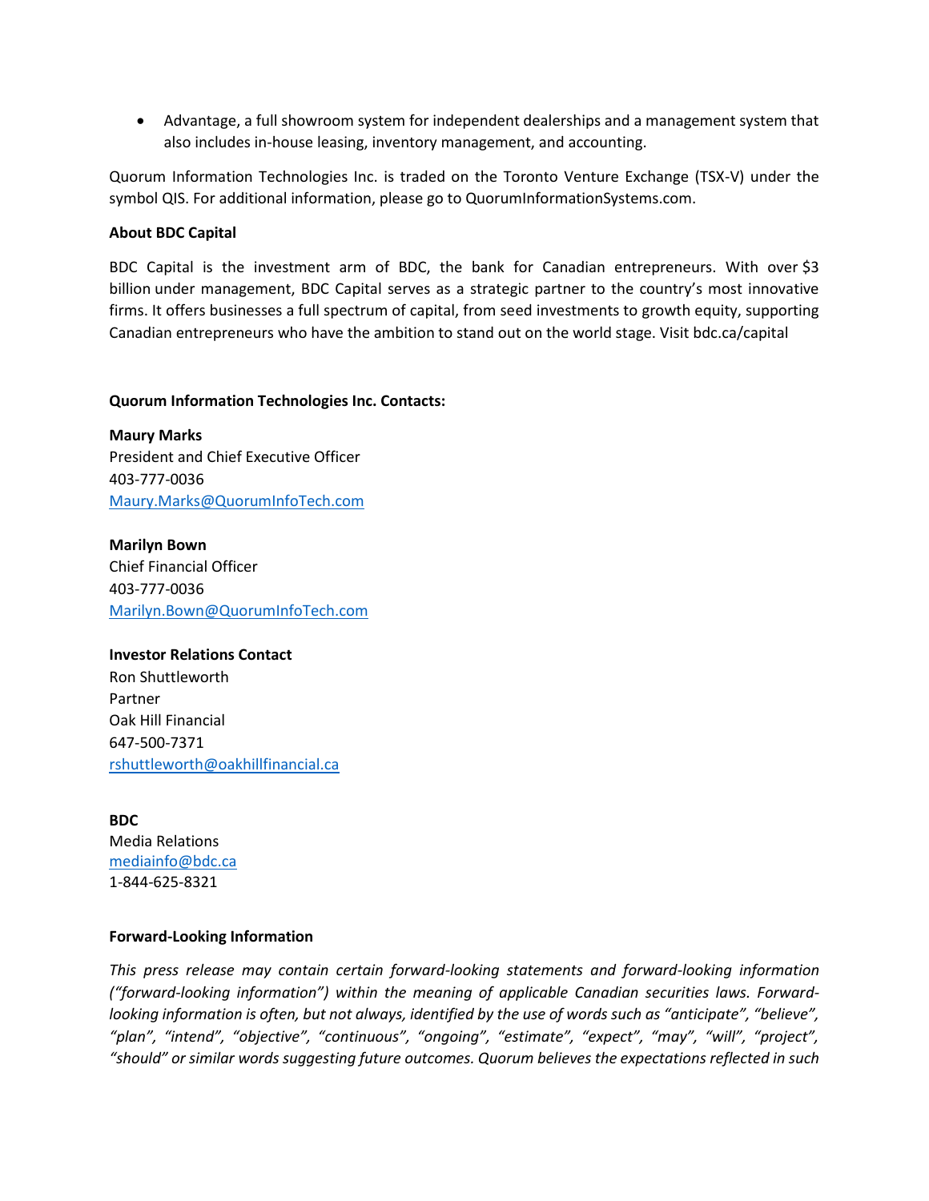- Advantage, a full showroom system for independent dealerships and a management system that also includes in-house leasing, inventory management, and accounting.

Quorum Information Technologies Inc. is traded on the Toronto Venture Exchange (TSX-V) under the symbol QIS. For additional information, please go to QuorumInformationSystems.com.

**About BDC Capital**

BDC Capital is the investment arm of BDC, the bank for Canadian entrepreneurs. With over $3 billion under management, BDC Capital serves as a strategic partner to the country's most innovative firms. It offers businesses a full spectrum of capital, from seed investments to growth equity, supporting Canadian entrepreneurs who have the ambition to stand out on the world stage. Visit bdc.ca/capital

**Quorum Information Technologies Inc. Contacts:**

**Maury Marks**
President and Chief Executive Officer
403-777-0036
Maury.Marks@QuorumInfoTech.com

**Marilyn Bown**
Chief Financial Officer
403-777-0036
Marilyn.Bown@QuorumInfoTech.com

**Investor Relations Contact**
Ron Shuttleworth
Partner
Oak Hill Financial
647-500-7371
rshuttleworth@oakhillfinancial.ca

**BDC**
Media Relations
mediainfo@bdc.ca
1-844-625-8321

**Forward-Looking Information**

*This press release may contain certain forward-looking statements and forward-looking information ("forward-looking information") within the meaning of applicable Canadian securities laws. Forward-looking information is often, but not always, identified by the use of words such as "anticipate", "believe", "plan", "intend", "objective", "continuous", "ongoing", "estimate", "expect", "may", "will", "project", "should" or similar words suggesting future outcomes. Quorum believes the expectations reflected in such*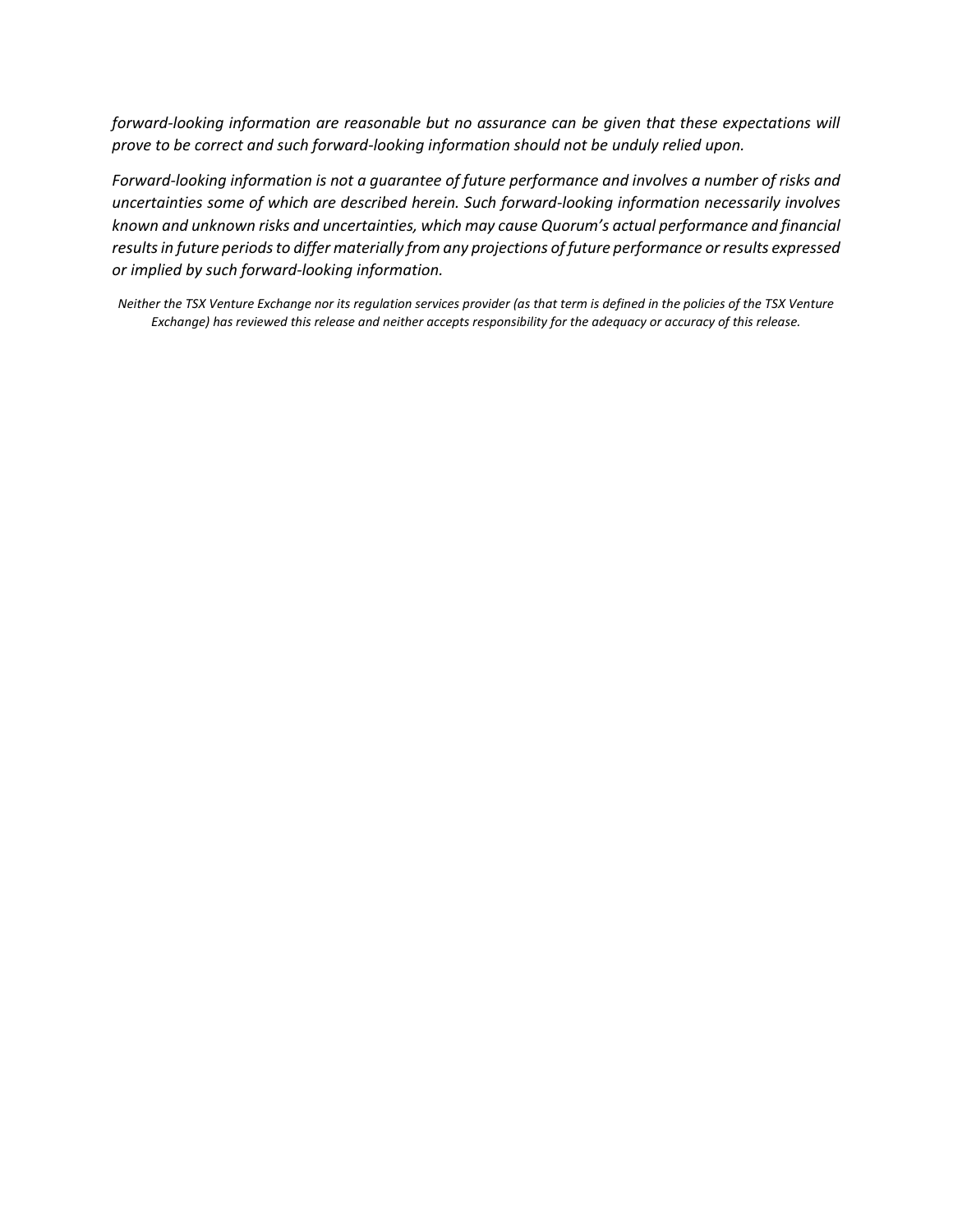*forward-looking information are reasonable but no assurance can be given that these expectations will prove to be correct and such forward-looking information should not be unduly relied upon.*

*Forward-looking information is not a guarantee of future performance and involves a number of risks and uncertainties some of which are described herein. Such forward-looking information necessarily involves known and unknown risks and uncertainties, which may cause Quorum's actual performance and financial results in future periods to differ materially from any projections of future performance or results expressed or implied by such forward-looking information.*

*Neither the TSX Venture Exchange nor its regulation services provider (as that term is defined in the policies of the TSX Venture Exchange) has reviewed this release and neither accepts responsibility for the adequacy or accuracy of this release.*